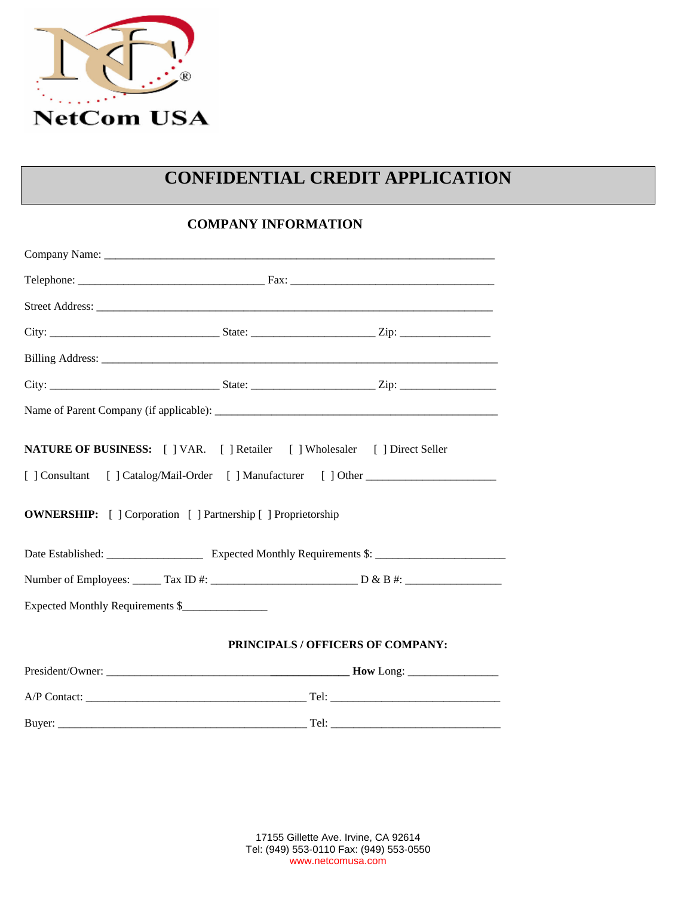NetCom USA

# CONFIDENTIAL CREDIT APPLICATION

## COMPANY INFORMATION

Company Name: ___________________________________________________________________

Telephone: ________________________________ Fax: ___________________________________

Street Address: __________________________________________________________________

City: _____________________________ State: _____________________ Zip: ________________

Billing Address: _________________________________________________________________

City: _____________________________ State: _____________________ Zip: ________________

Name of Parent Company (if applicable): ___________________________________________________

**NATURE OF BUSINESS:** [ ] VAR. [ ] Retailer [ ] Wholesaler [ ] Direct Seller

[ ] Consultant [ ] Catalog/Mail-Order [ ] Manufacturer [ ] Other _______________________

**OWNERSHIP:** [ ] Corporation [ ] Partnership [ ] Proprietorship

Date Established: ________________ Expected Monthly Requirements $: ______________________

Number of Employees: _____ Tax ID #: _________________________ D & B #: ________________

Expected Monthly Requirements $_______________

### PRINCIPALS / OFFICERS OF COMPANY:

President/Owner: __________________________________________ **How** Long: _______________

A/P Contact: _____________________________________ Tel: _____________________________

Buyer: ____________________________________________ Tel: _____________________________

17155 Gillette Ave. Irvine, CA 92614
Tel: (949) 553-0110 Fax: (949) 553-0550
www.netcomusa.com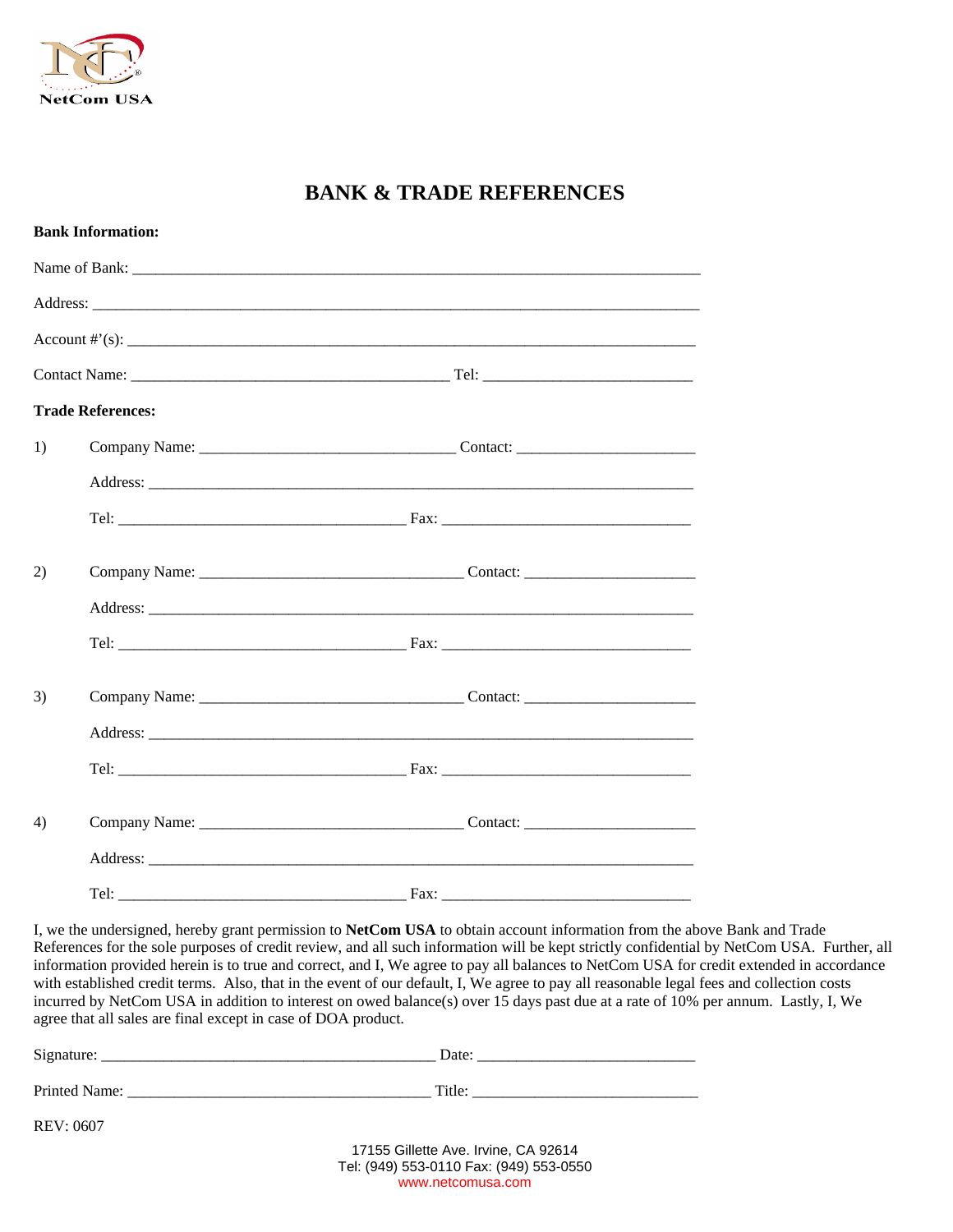NetCom USA

# BANK & TRADE REFERENCES

**Bank Information:**

Name of Bank: ______________________________________________________________________

Address: _________________________________________________________________________

Account #'(s): _____________________________________________________________________

Contact Name: ____________________________________ Tel: _______________________

**Trade References:**

1) Company Name: ____________________________ Contact: ____________________

   Address: _______________________________________________________________

   Tel: _________________________________ Fax: ___________________________

2) Company Name: ____________________________ Contact: ____________________

   Address: _______________________________________________________________

   Tel: _________________________________ Fax: ___________________________

3) Company Name: ____________________________ Contact: ____________________

   Address: _______________________________________________________________

   Tel: _________________________________ Fax: ___________________________

4) Company Name: ____________________________ Contact: ____________________

   Address: _______________________________________________________________

   Tel: _________________________________ Fax: ___________________________

I, we the undersigned, hereby grant permission to **NetCom USA** to obtain account information from the above Bank and Trade References for the sole purposes of credit review, and all such information will be kept strictly confidential by NetCom USA. Further, all information provided herein is to true and correct, and I, We agree to pay all balances to NetCom USA for credit extended in accordance with established credit terms. Also, that in the event of our default, I, We agree to pay all reasonable legal fees and collection costs incurred by NetCom USA in addition to interest on owed balance(s) over 15 days past due at a rate of 10% per annum. Lastly, I, We agree that all sales are final except in case of DOA product.

Signature: ______________________________________ Date: _________________________

Printed Name: ___________________________________ Title: _________________________

REV: 0607

17155 Gillette Ave. Irvine, CA 92614
Tel: (949) 553-0110 Fax: (949) 553-0550
www.netcomusa.com